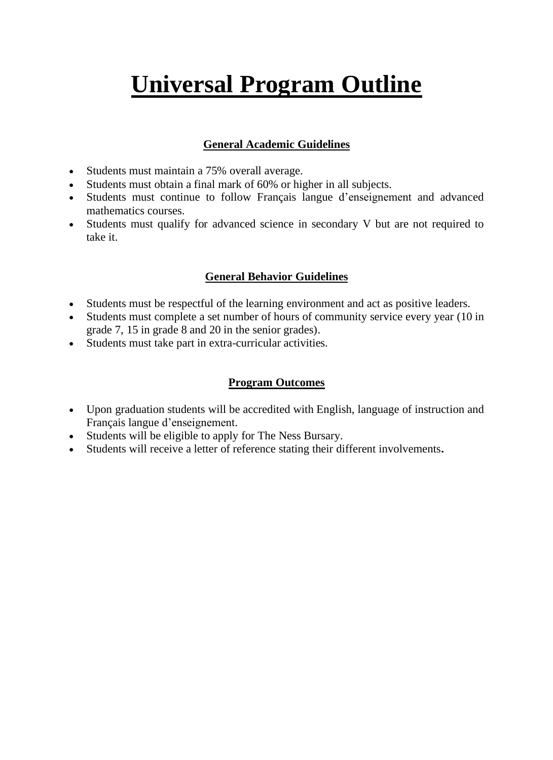# Universal Program Outline

## General Academic Guidelines

- Students must maintain a 75% overall average.
- Students must obtain a final mark of 60% or higher in all subjects.
- Students must continue to follow Français langue d'enseignement and advanced mathematics courses.
- Students must qualify for advanced science in secondary V but are not required to take it.

## General Behavior Guidelines

- Students must be respectful of the learning environment and act as positive leaders.
- Students must complete a set number of hours of community service every year (10 in grade 7, 15 in grade 8 and 20 in the senior grades).
- Students must take part in extra-curricular activities.

## Program Outcomes

- Upon graduation students will be accredited with English, language of instruction and Français langue d'enseignement.
- Students will be eligible to apply for The Ness Bursary.
- Students will receive a letter of reference stating their different involvements.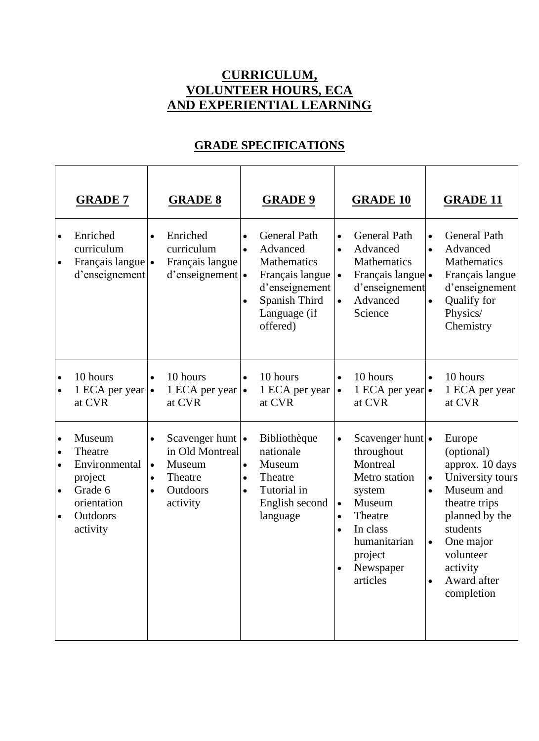# CURRICULUM, VOLUNTEER HOURS, ECA AND EXPERIENTIAL LEARNING

## GRADE SPECIFICATIONS

| GRADE 7 | GRADE 8 | GRADE 9 | GRADE 10 | GRADE 11 |
|---|---|---|---|---|
| • Enriched curriculum<br>• Français langue d'enseignement | • Enriched curriculum<br>• Français langue d'enseignement | • General Path<br>• Advanced Mathematics<br>• Français langue d'enseignement<br>• Spanish Third Language (if offered) | • General Path<br>• Advanced Mathematics<br>• Français langue d'enseignement<br>• Advanced Science | • General Path<br>• Advanced Mathematics<br>• Français langue d'enseignement<br>• Qualify for Physics/ Chemistry |
| • 10 hours<br>• 1 ECA per year at CVR | • 10 hours<br>• 1 ECA per year at CVR | • 10 hours<br>• 1 ECA per year at CVR | • 10 hours<br>• 1 ECA per year at CVR | • 10 hours<br>• 1 ECA per year at CVR |
| • Museum<br>• Theatre<br>• Environmental project<br>• Grade 6 orientation<br>• Outdoors activity | • Scavenger hunt in Old Montreal<br>• Museum<br>• Theatre<br>• Outdoors activity | • Bibliothèque nationale<br>• Museum<br>• Theatre<br>• Tutorial in English second language | • Scavenger hunt throughout Montreal Metro station system<br>• Museum<br>• Theatre<br>• In class humanitarian project<br>• Newspaper articles | • Europe (optional) approx. 10 days<br>• University tours<br>• Museum and theatre trips planned by the students<br>• One major volunteer activity<br>• Award after completion |